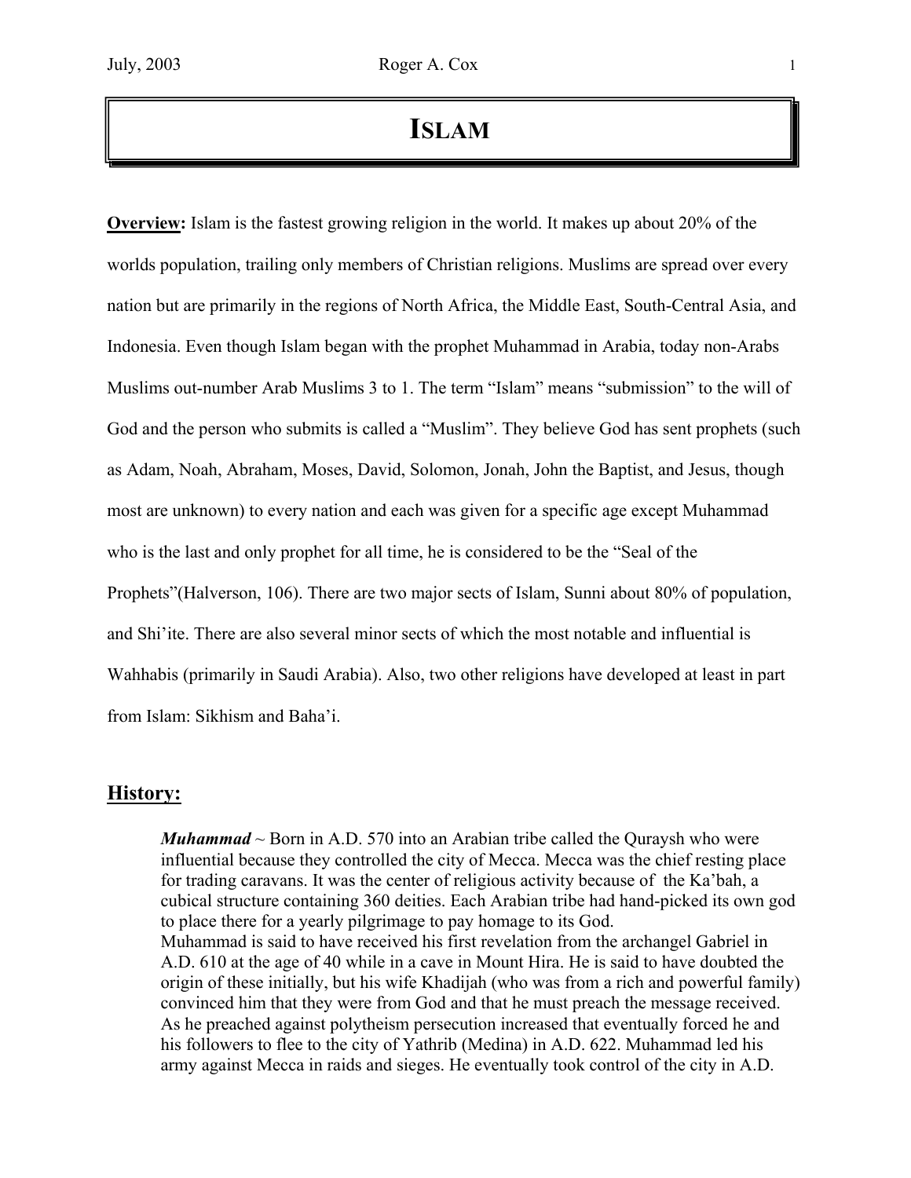# ISLAM

**Overview:** Islam is the fastest growing religion in the world. It makes up about 20% of the worlds population, trailing only members of Christian religions. Muslims are spread over every nation but are primarily in the regions of North Africa, the Middle East, South-Central Asia, and Indonesia. Even though Islam began with the prophet Muhammad in Arabia, today non-Arabs Muslims out-number Arab Muslims 3 to 1. The term "Islam" means "submission" to the will of God and the person who submits is called a "Muslim". They believe God has sent prophets (such as Adam, Noah, Abraham, Moses, David, Solomon, Jonah, John the Baptist, and Jesus, though most are unknown) to every nation and each was given for a specific age except Muhammad who is the last and only prophet for all time, he is considered to be the "Seal of the Prophets"(Halverson, 106). There are two major sects of Islam, Sunni about 80% of population, and Shi'ite. There are also several minor sects of which the most notable and influential is Wahhabis (primarily in Saudi Arabia). Also, two other religions have developed at least in part from Islam: Sikhism and Baha'i.

## History:

***Muhammad*** ~ Born in A.D. 570 into an Arabian tribe called the Quraysh who were influential because they controlled the city of Mecca. Mecca was the chief resting place for trading caravans. It was the center of religious activity because of the Ka'bah, a cubical structure containing 360 deities. Each Arabian tribe had hand-picked its own god to place there for a yearly pilgrimage to pay homage to its God.
Muhammad is said to have received his first revelation from the archangel Gabriel in A.D. 610 at the age of 40 while in a cave in Mount Hira. He is said to have doubted the origin of these initially, but his wife Khadijah (who was from a rich and powerful family) convinced him that they were from God and that he must preach the message received. As he preached against polytheism persecution increased that eventually forced he and his followers to flee to the city of Yathrib (Medina) in A.D. 622. Muhammad led his army against Mecca in raids and sieges. He eventually took control of the city in A.D.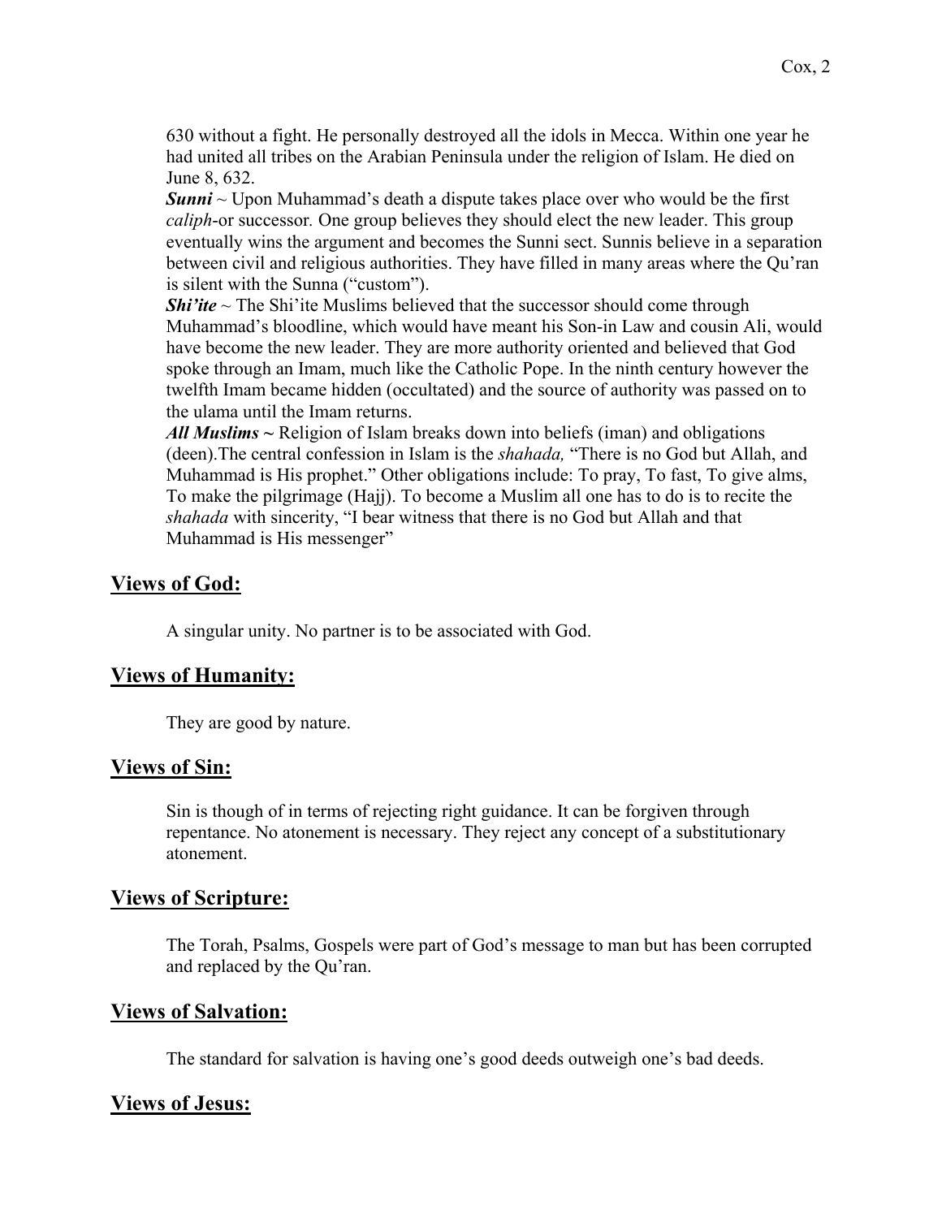630 without a fight. He personally destroyed all the idols in Mecca. Within one year he had united all tribes on the Arabian Peninsula under the religion of Islam. He died on June 8, 632.

***Sunni*** ~ Upon Muhammad's death a dispute takes place over who would be the first *caliph*-or successor. One group believes they should elect the new leader. This group eventually wins the argument and becomes the Sunni sect. Sunnis believe in a separation between civil and religious authorities. They have filled in many areas where the Qu'ran is silent with the Sunna ("custom").

***Shi'ite*** ~ The Shi'ite Muslims believed that the successor should come through Muhammad's bloodline, which would have meant his Son-in Law and cousin Ali, would have become the new leader. They are more authority oriented and believed that God spoke through an Imam, much like the Catholic Pope. In the ninth century however the twelfth Imam became hidden (occultated) and the source of authority was passed on to the ulama until the Imam returns.

***All Muslims*** **~** Religion of Islam breaks down into beliefs (iman) and obligations (deen).The central confession in Islam is the *shahada,* "There is no God but Allah, and Muhammad is His prophet." Other obligations include: To pray, To fast, To give alms, To make the pilgrimage (Hajj). To become a Muslim all one has to do is to recite the *shahada* with sincerity, "I bear witness that there is no God but Allah and that Muhammad is His messenger"

## Views of God:

A singular unity. No partner is to be associated with God.

## Views of Humanity:

They are good by nature.

## Views of Sin:

Sin is though of in terms of rejecting right guidance. It can be forgiven through repentance. No atonement is necessary. They reject any concept of a substitutionary atonement.

## Views of Scripture:

The Torah, Psalms, Gospels were part of God's message to man but has been corrupted and replaced by the Qu'ran.

## Views of Salvation:

The standard for salvation is having one's good deeds outweigh one's bad deeds.

## Views of Jesus: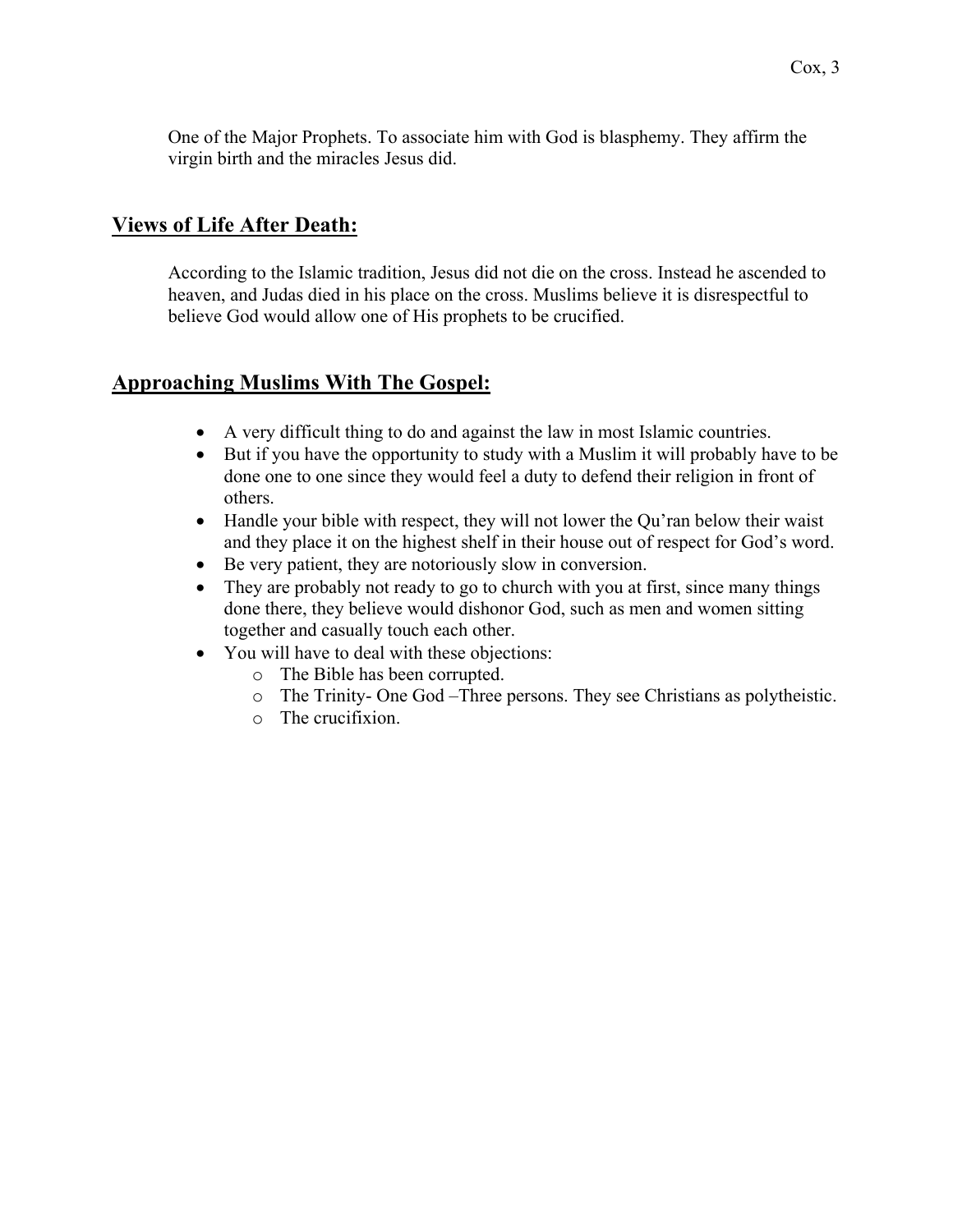One of the Major Prophets. To associate him with God is blasphemy. They affirm the virgin birth and the miracles Jesus did.

## Views of Life After Death:

According to the Islamic tradition, Jesus did not die on the cross. Instead he ascended to heaven, and Judas died in his place on the cross. Muslims believe it is disrespectful to believe God would allow one of His prophets to be crucified.

## Approaching Muslims With The Gospel:

- A very difficult thing to do and against the law in most Islamic countries.
- But if you have the opportunity to study with a Muslim it will probably have to be done one to one since they would feel a duty to defend their religion in front of others.
- Handle your bible with respect, they will not lower the Qu'ran below their waist and they place it on the highest shelf in their house out of respect for God's word.
- Be very patient, they are notoriously slow in conversion.
- They are probably not ready to go to church with you at first, since many things done there, they believe would dishonor God, such as men and women sitting together and casually touch each other.
- You will have to deal with these objections:
    - The Bible has been corrupted.
    - The Trinity- One God –Three persons. They see Christians as polytheistic.
    - The crucifixion.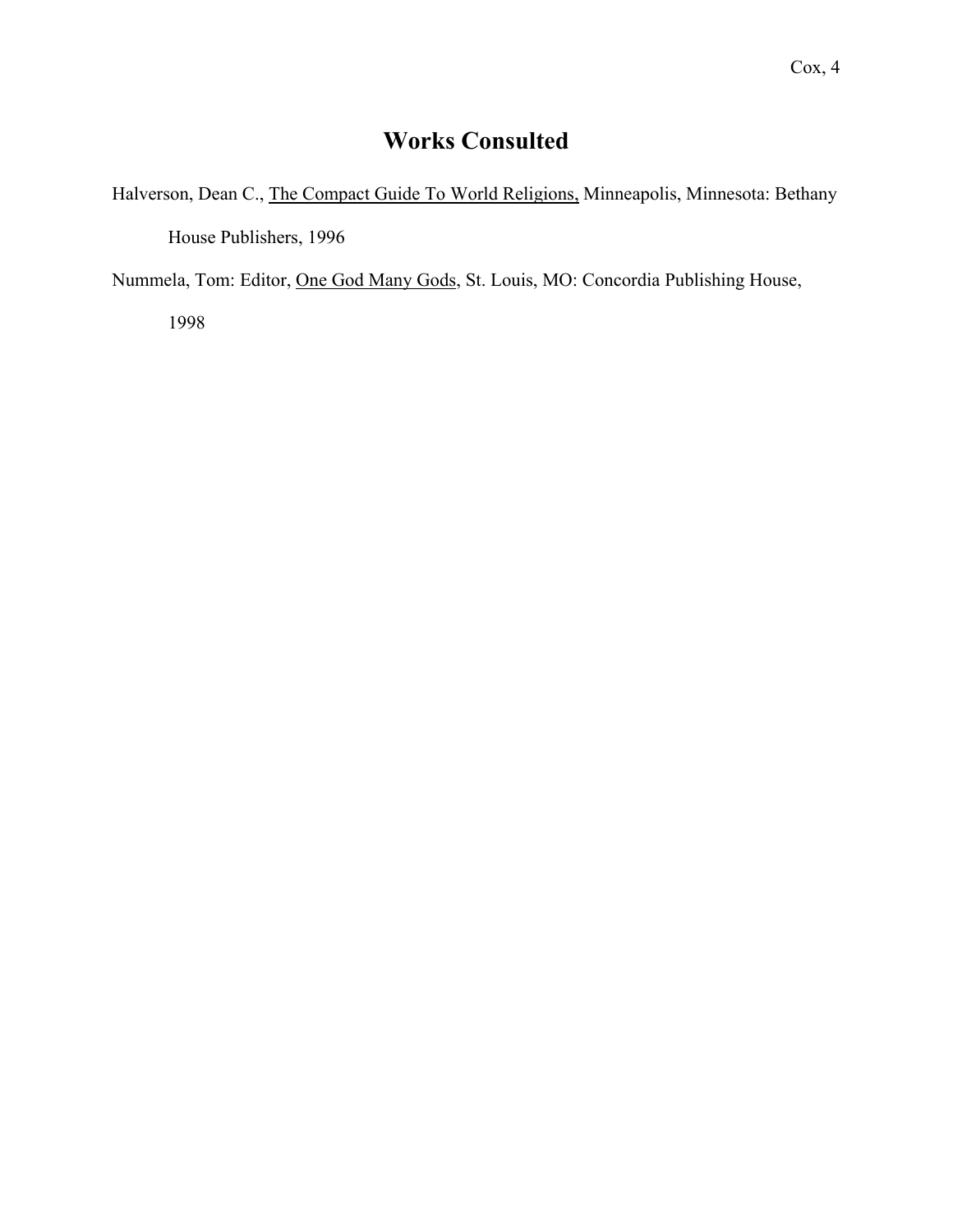# Works Consulted

Halverson, Dean C., <u>The Compact Guide To World Religions,</u> Minneapolis, Minnesota: Bethany House Publishers, 1996

Nummela, Tom: Editor, <u>One God Many Gods</u>, St. Louis, MO: Concordia Publishing House, 1998